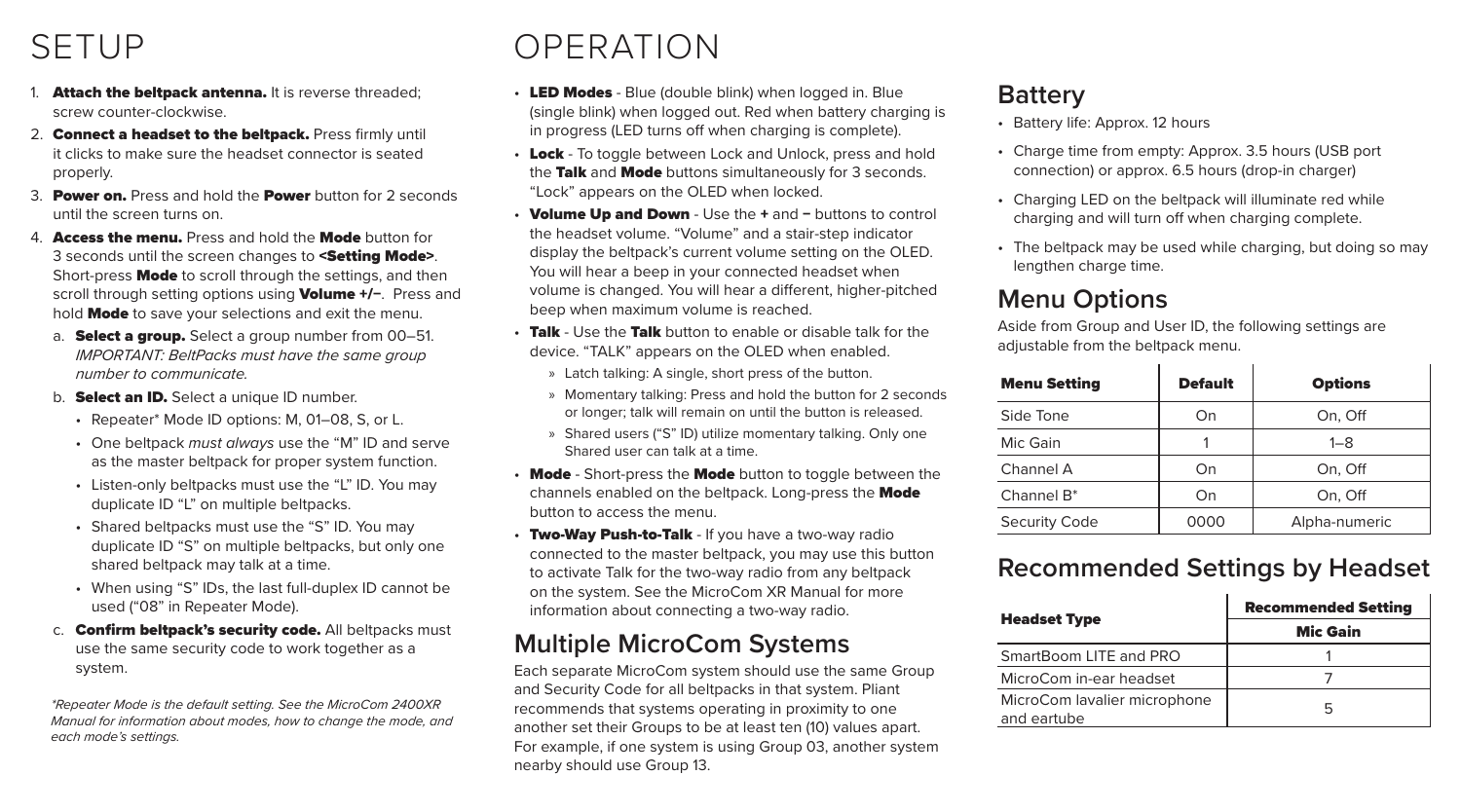# SETUP

1. **Attach the beltpack antenna.** It is reverse threaded; screw counter-clockwise.
2. **Connect a headset to the beltpack.** Press firmly until it clicks to make sure the headset connector is seated properly.
3. **Power on.** Press and hold the **Power** button for 2 seconds until the screen turns on.
4. **Access the menu.** Press and hold the **Mode** button for 3 seconds until the screen changes to **<Setting Mode>**. Short-press **Mode** to scroll through the settings, and then scroll through setting options using **Volume +/–**. Press and hold **Mode** to save your selections and exit the menu.
   a. **Select a group.** Select a group number from 00–51. *IMPORTANT: BeltPacks must have the same group number to communicate.*
   b. **Select an ID.** Select a unique ID number.
      - Repeater* Mode ID options: M, 01–08, S, or L.
      - One beltpack *must always* use the "M" ID and serve as the master beltpack for proper system function.
      - Listen-only beltpacks must use the "L" ID. You may duplicate ID "L" on multiple beltpacks.
      - Shared beltpacks must use the "S" ID. You may duplicate ID "S" on multiple beltpacks, but only one shared beltpack may talk at a time.
      - When using "S" IDs, the last full-duplex ID cannot be used ("08" in Repeater Mode).
   c. **Confirm beltpack's security code.** All beltpacks must use the same security code to work together as a system.

*\*Repeater Mode is the default setting. See the MicroCom 2400XR Manual for information about modes, how to change the mode, and each mode's settings.*

# OPERATION

- **LED Modes** - Blue (double blink) when logged in. Blue (single blink) when logged out. Red when battery charging is in progress (LED turns off when charging is complete).
- **Lock** - To toggle between Lock and Unlock, press and hold the **Talk** and **Mode** buttons simultaneously for 3 seconds. "Lock" appears on the OLED when locked.
- **Volume Up and Down** - Use the **+** and **–** buttons to control the headset volume. "Volume" and a stair-step indicator display the beltpack's current volume setting on the OLED. You will hear a beep in your connected headset when volume is changed. You will hear a different, higher-pitched beep when maximum volume is reached.
- **Talk** - Use the **Talk** button to enable or disable talk for the device. "TALK" appears on the OLED when enabled.
  - Latch talking: A single, short press of the button.
  - Momentary talking: Press and hold the button for 2 seconds or longer; talk will remain on until the button is released.
  - Shared users ("S" ID) utilize momentary talking. Only one Shared user can talk at a time.
- **Mode** - Short-press the **Mode** button to toggle between the channels enabled on the beltpack. Long-press the **Mode** button to access the menu.
- **Two-Way Push-to-Talk** - If you have a two-way radio connected to the master beltpack, you may use this button to activate Talk for the two-way radio from any beltpack on the system. See the MicroCom XR Manual for more information about connecting a two-way radio.

## Multiple MicroCom Systems

Each separate MicroCom system should use the same Group and Security Code for all beltpacks in that system. Pliant recommends that systems operating in proximity to one another set their Groups to be at least ten (10) values apart. For example, if one system is using Group 03, another system nearby should use Group 13.

## Battery

- Battery life: Approx. 12 hours
- Charge time from empty: Approx. 3.5 hours (USB port connection) or approx. 6.5 hours (drop-in charger)
- Charging LED on the beltpack will illuminate red while charging and will turn off when charging complete.
- The beltpack may be used while charging, but doing so may lengthen charge time.

## Menu Options

Aside from Group and User ID, the following settings are adjustable from the beltpack menu.

| Menu Setting | Default | Options |
|---|---|---|
| Side Tone | On | On, Off |
| Mic Gain | 1 | 1–8 |
| Channel A | On | On, Off |
| Channel B* | On | On, Off |
| Security Code | 0000 | Alpha-numeric |

## Recommended Settings by Headset

| Headset Type | Recommended Setting |
|---|---|
| | Mic Gain |
| SmartBoom LITE and PRO | 1 |
| MicroCom in-ear headset | 7 |
| MicroCom lavalier microphone and eartube | 5 |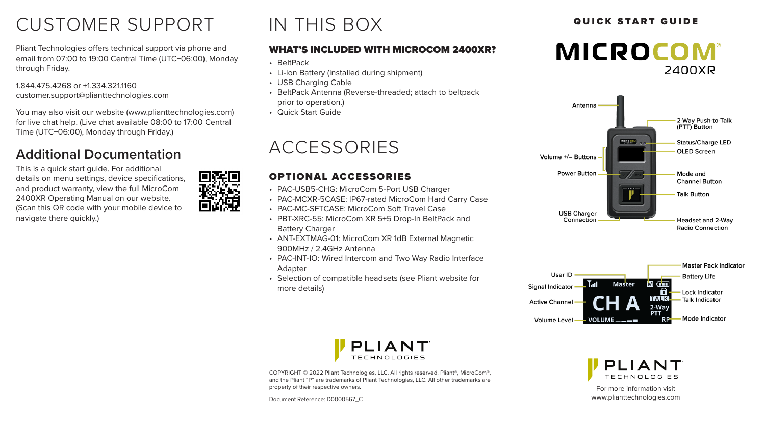# CUSTOMER SUPPORT

Pliant Technologies offers technical support via phone and email from 07:00 to 19:00 Central Time (UTC−06:00), Monday through Friday.

1.844.475.4268 or +1.334.321.1160
customer.support@planttechnologies.com

You may also visit our website (www.pliantechnologies.com) for live chat help. (Live chat available 08:00 to 17:00 Central Time (UTC−06:00), Monday through Friday.)

## Additional Documentation

This is a quick start guide. For additional details on menu settings, device specifications, and product warranty, view the full MicroCom 2400XR Operating Manual on our website. (Scan this QR code with your mobile device to navigate there quickly.)

# IN THIS BOX

### WHAT'S INCLUDED WITH MICROCOM 2400XR?

- BeltPack
- Li-Ion Battery (Installed during shipment)
- USB Charging Cable
- BeltPack Antenna (Reverse-threaded; attach to beltpack prior to operation.)
- Quick Start Guide

# ACCESSORIES

### OPTIONAL ACCESSORIES

- PAC-USB5-CHG: MicroCom 5-Port USB Charger
- PAC-MCXR-5CASE: IP67-rated MicroCom Hard Carry Case
- PAC-MC-SFTCASE: MicroCom Soft Travel Case
- PBT-XRC-55: MicroCom XR 5+5 Drop-In BeltPack and Battery Charger
- ANT-EXTMAG-01: MicroCom XR 1dB External Magnetic 900MHz / 2.4GHz Antenna
- PAC-INT-IO: Wired Intercom and Two Way Radio Interface Adapter
- Selection of compatible headsets (see Pliant website for more details)

PLIANT TECHNOLOGIES

COPYRIGHT © 2022 Pliant Technologies, LLC. All rights reserved. Pliant®, MicroCom®, and the Pliant "P" are trademarks of Pliant Technologies, LLC. All other trademarks are property of their respective owners.

Document Reference: D0000567_C

**QUICK START GUIDE**

# MICROCOM® 2400XR

Antenna
2-Way Push-to-Talk (PTT) Button
Status/Charge LED
OLED Screen
Volume +/– Buttons
Power Button
Mode and Channel Button
Talk Button
USB Charger Connection
Headset and 2-Way Radio Connection

User ID
Master Pack Indicator
Battery Life
Signal Indicator
Lock Indicator
Talk Indicator
Active Channel
Volume Level
Mode Indicator

Master
M
TALK
CH A
2-Way PTT
VOLUME
RP

PLIANT TECHNOLOGIES

For more information visit www.pliantechnologies.com